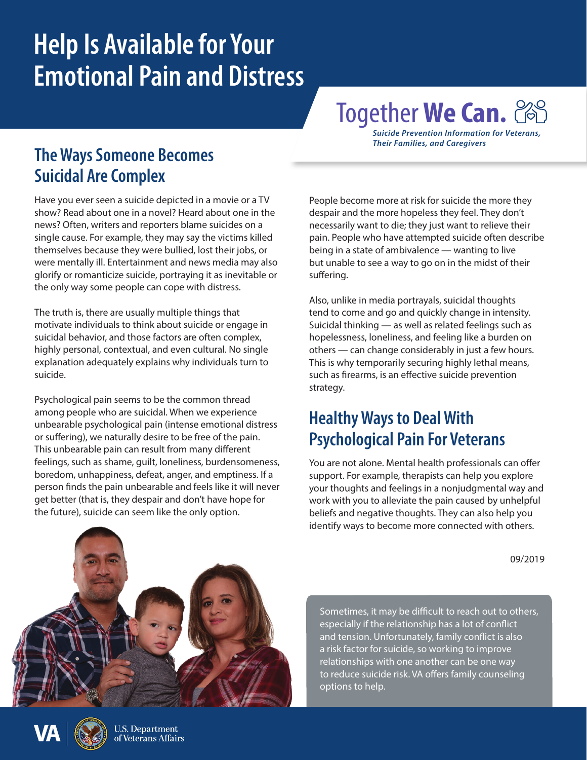# Help Is Available for Your Emotional Pain and Distress

Together **We Can.**

***Suicide Prevention Information for Veterans, Their Families, and Caregivers***

## The Ways Someone Becomes Suicidal Are Complex

Have you ever seen a suicide depicted in a movie or a TV show? Read about one in a novel? Heard about one in the news? Often, writers and reporters blame suicides on a single cause. For example, they may say the victims killed themselves because they were bullied, lost their jobs, or were mentally ill. Entertainment and news media may also glorify or romanticize suicide, portraying it as inevitable or the only way some people can cope with distress.

The truth is, there are usually multiple things that motivate individuals to think about suicide or engage in suicidal behavior, and those factors are often complex, highly personal, contextual, and even cultural. No single explanation adequately explains why individuals turn to suicide.

Psychological pain seems to be the common thread among people who are suicidal. When we experience unbearable psychological pain (intense emotional distress or suffering), we naturally desire to be free of the pain. This unbearable pain can result from many different feelings, such as shame, guilt, loneliness, burdensomeness, boredom, unhappiness, defeat, anger, and emptiness. If a person finds the pain unbearable and feels like it will never get better (that is, they despair and don't have hope for the future), suicide can seem like the only option.

People become more at risk for suicide the more they despair and the more hopeless they feel. They don't necessarily want to die; they just want to relieve their pain. People who have attempted suicide often describe being in a state of ambivalence — wanting to live but unable to see a way to go on in the midst of their suffering.

Also, unlike in media portrayals, suicidal thoughts tend to come and go and quickly change in intensity. Suicidal thinking — as well as related feelings such as hopelessness, loneliness, and feeling like a burden on others — can change considerably in just a few hours. This is why temporarily securing highly lethal means, such as firearms, is an effective suicide prevention strategy.

## Healthy Ways to Deal With Psychological Pain For Veterans

You are not alone. Mental health professionals can offer support. For example, therapists can help you explore your thoughts and feelings in a nonjudgmental way and work with you to alleviate the pain caused by unhelpful beliefs and negative thoughts. They can also help you identify ways to become more connected with others.

09/2019

Sometimes, it may be difficult to reach out to others, especially if the relationship has a lot of conflict and tension. Unfortunately, family conflict is also a risk factor for suicide, so working to improve relationships with one another can be one way to reduce suicide risk. VA offers family counseling options to help.

VA | U.S. Department of Veterans Affairs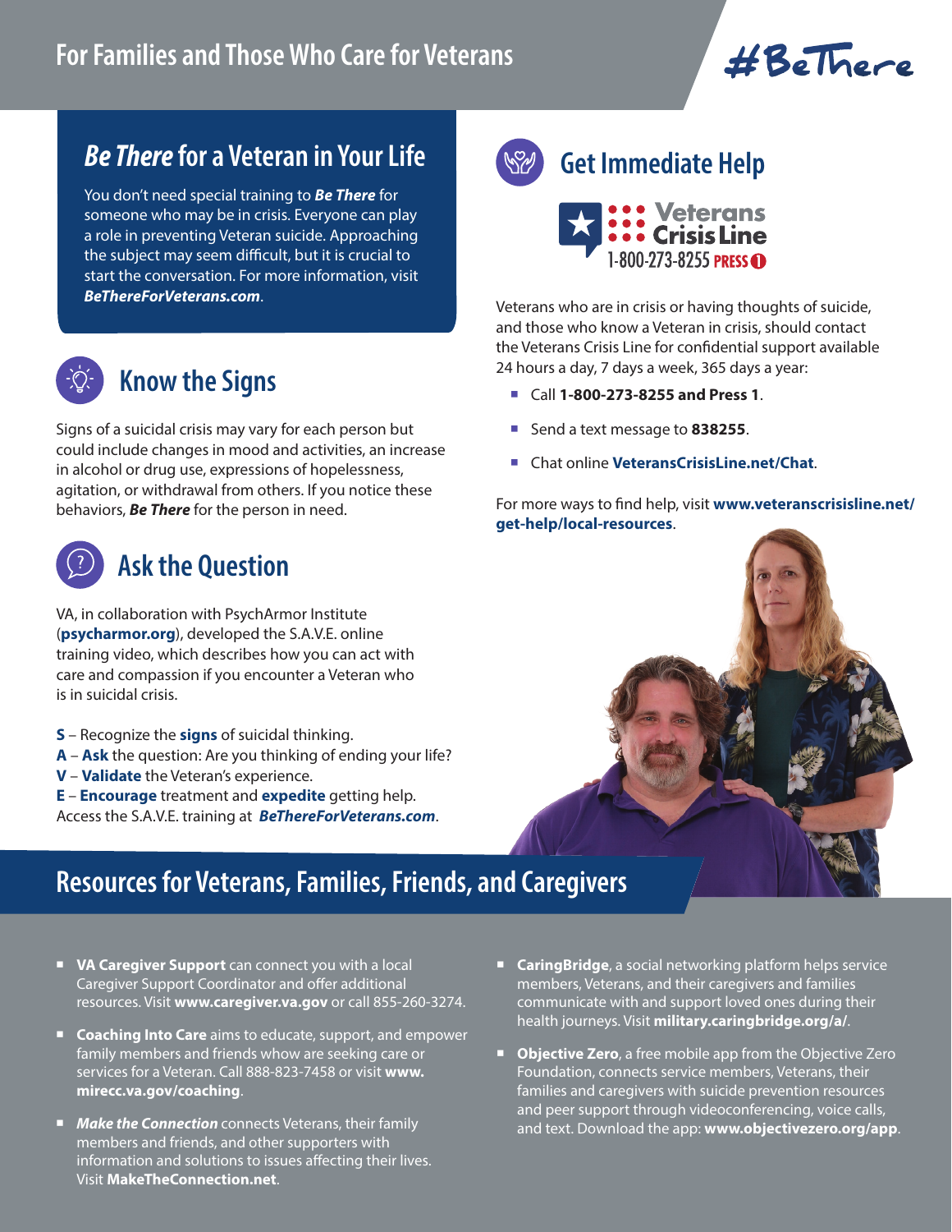# For Families and Those Who Care for Veterans

#BeThere

## ***Be There*** for a Veteran in Your Life

You don't need special training to ***Be There*** for someone who may be in crisis. Everyone can play a role in preventing Veteran suicide. Approaching the subject may seem difficult, but it is crucial to start the conversation. For more information, visit ***BeThereForVeterans.com***.

## Know the Signs

Signs of a suicidal crisis may vary for each person but could include changes in mood and activities, an increase in alcohol or drug use, expressions of hopelessness, agitation, or withdrawal from others. If you notice these behaviors, ***Be There*** for the person in need.

## Ask the Question

VA, in collaboration with PsychArmor Institute (**psycharmor.org**), developed the S.A.V.E. online training video, which describes how you can act with care and compassion if you encounter a Veteran who is in suicidal crisis.

**S** – Recognize the **signs** of suicidal thinking.
**A** – **Ask** the question: Are you thinking of ending your life?
**V** – **Validate** the Veteran's experience.
**E** – **Encourage** treatment and **expedite** getting help.
Access the S.A.V.E. training at ***BeThereForVeterans.com***.

## Get Immediate Help

Veterans Crisis Line
1-800-273-8255 PRESS 1

Veterans who are in crisis or having thoughts of suicide, and those who know a Veteran in crisis, should contact the Veterans Crisis Line for confidential support available 24 hours a day, 7 days a week, 365 days a year:

- Call **1-800-273-8255 and Press 1**.
- Send a text message to **838255**.
- Chat online **VeteransCrisisLine.net/Chat**.

For more ways to find help, visit **www.veteranscrisisline.net/get-help/local-resources**.

## Resources for Veterans, Families, Friends, and Caregivers

- **VA Caregiver Support** can connect you with a local Caregiver Support Coordinator and offer additional resources. Visit **www.caregiver.va.gov** or call 855-260-3274.
- **Coaching Into Care** aims to educate, support, and empower family members and friends whow are seeking care or services for a Veteran. Call 888-823-7458 or visit **www.mirecc.va.gov/coaching**.
- ***Make the Connection*** connects Veterans, their family members and friends, and other supporters with information and solutions to issues affecting their lives. Visit **MakeTheConnection.net**.
- **CaringBridge**, a social networking platform helps service members, Veterans, and their caregivers and families communicate with and support loved ones during their health journeys. Visit **military.caringbridge.org/a/**.
- **Objective Zero**, a free mobile app from the Objective Zero Foundation, connects service members, Veterans, their families and caregivers with suicide prevention resources and peer support through videoconferencing, voice calls, and text. Download the app: **www.objectivezero.org/app**.